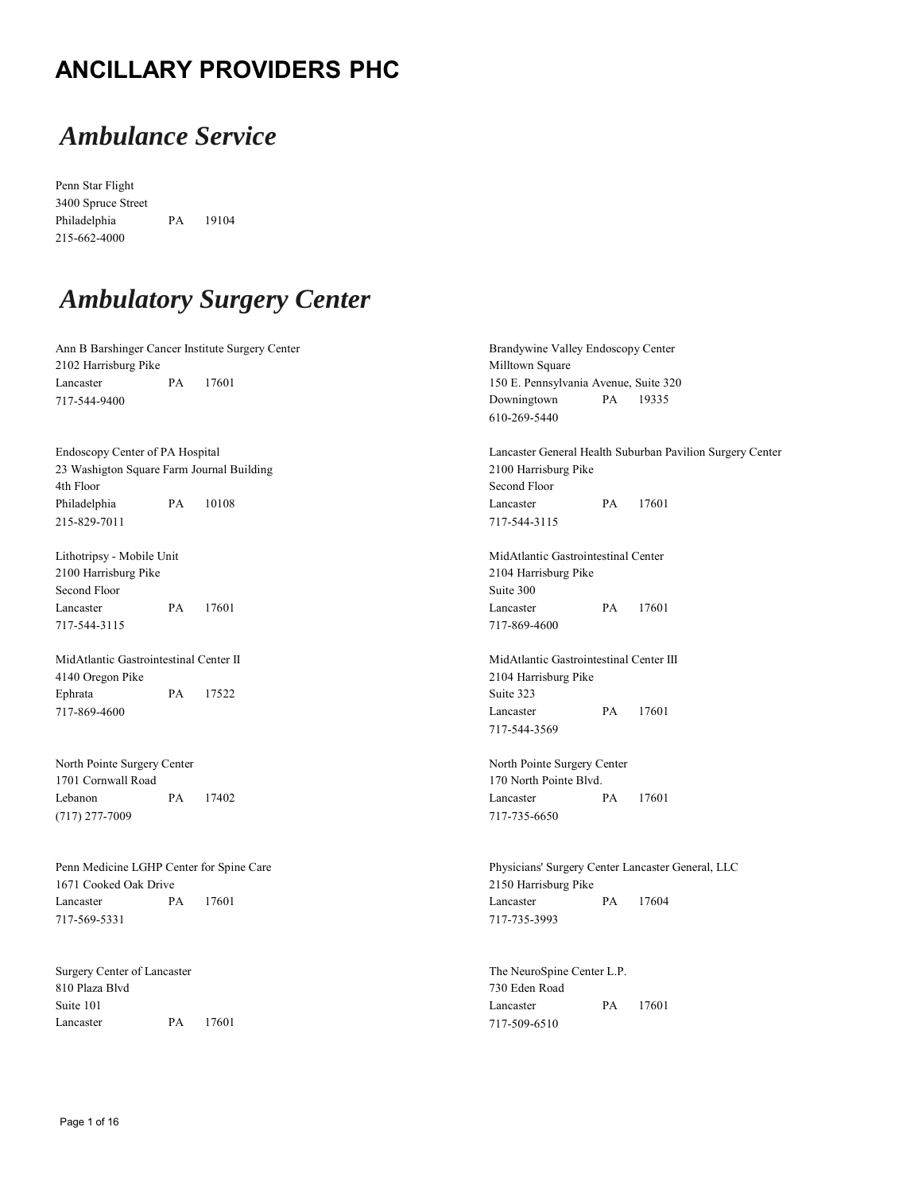# ANCILLARY PROVIDERS PHC

## *Ambulance Service*

Penn Star Flight
3400 Spruce Street
Philadelphia PA 19104
215-662-4000

## *Ambulatory Surgery Center*

Ann B Barshinger Cancer Institute Surgery Center
2102 Harrisburg Pike
Lancaster PA 17601
717-544-9400

Brandywine Valley Endoscopy Center
Milltown Square
150 E. Pennsylvania Avenue, Suite 320
Downingtown PA 19335
610-269-5440

Endoscopy Center of PA Hospital
23 Washigton Square Farm Journal Building
4th Floor
Philadelphia PA 10108
215-829-7011

Lancaster General Health Suburban Pavilion Surgery Center
2100 Harrisburg Pike
Second Floor
Lancaster PA 17601
717-544-3115

Lithotripsy - Mobile Unit
2100 Harrisburg Pike
Second Floor
Lancaster PA 17601
717-544-3115

MidAtlantic Gastrointestinal Center
2104 Harrisburg Pike
Suite 300
Lancaster PA 17601
717-869-4600

MidAtlantic Gastrointestinal Center II
4140 Oregon Pike
Ephrata PA 17522
717-869-4600

MidAtlantic Gastrointestinal Center III
2104 Harrisburg Pike
Suite 323
Lancaster PA 17601
717-544-3569

North Pointe Surgery Center
1701 Cornwall Road
Lebanon PA 17402
(717) 277-7009

North Pointe Surgery Center
170 North Pointe Blvd.
Lancaster PA 17601
717-735-6650

Penn Medicine LGHP Center for Spine Care
1671 Cooked Oak Drive
Lancaster PA 17601
717-569-5331

Physicians' Surgery Center Lancaster General, LLC
2150 Harrisburg Pike
Lancaster PA 17604
717-735-3993

Surgery Center of Lancaster
810 Plaza Blvd
Suite 101
Lancaster PA 17601

The NeuroSpine Center L.P.
730 Eden Road
Lancaster PA 17601
717-509-6510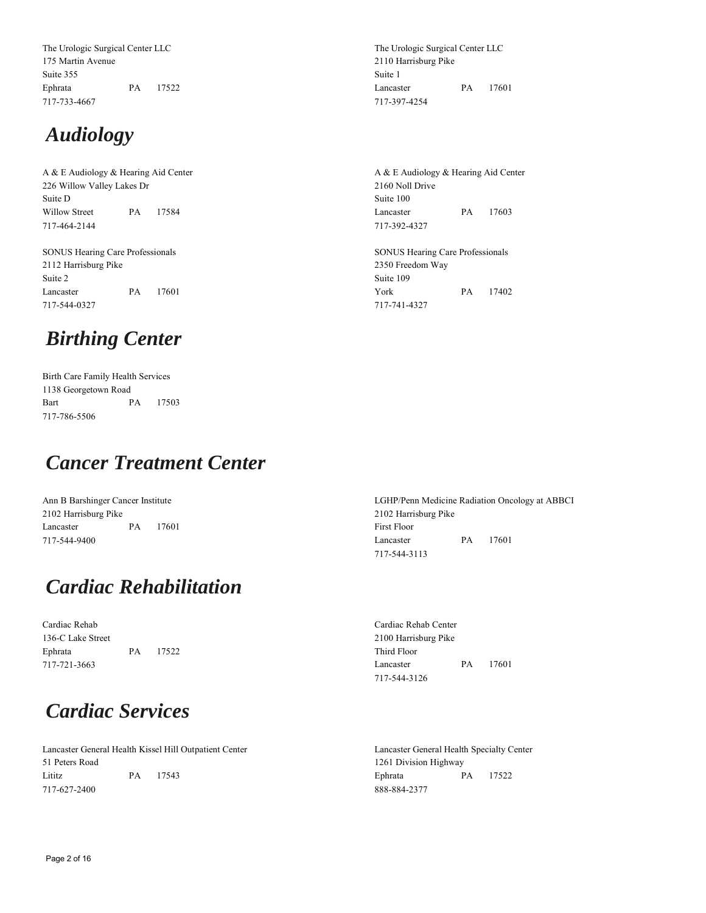The Urologic Surgical Center LLC
175 Martin Avenue
Suite 355
Ephrata PA 17522
717-733-4667

The Urologic Surgical Center LLC
2110 Harrisburg Pike
Suite 1
Lancaster PA 17601
717-397-4254

## *Audiology*

A & E Audiology & Hearing Aid Center
226 Willow Valley Lakes Dr
Suite D
Willow Street PA 17584
717-464-2144

A & E Audiology & Hearing Aid Center
2160 Noll Drive
Suite 100
Lancaster PA 17603
717-392-4327

SONUS Hearing Care Professionals
2112 Harrisburg Pike
Suite 2
Lancaster PA 17601
717-544-0327

SONUS Hearing Care Professionals
2350 Freedom Way
Suite 109
York PA 17402
717-741-4327

## *Birthing Center*

Birth Care Family Health Services
1138 Georgetown Road
Bart PA 17503
717-786-5506

## *Cancer Treatment Center*

Ann B Barshinger Cancer Institute
2102 Harrisburg Pike
Lancaster PA 17601
717-544-9400

LGHP/Penn Medicine Radiation Oncology at ABBCI
2102 Harrisburg Pike
First Floor
Lancaster PA 17601
717-544-3113

## *Cardiac Rehabilitation*

Cardiac Rehab
136-C Lake Street
Ephrata PA 17522
717-721-3663

Cardiac Rehab Center
2100 Harrisburg Pike
Third Floor
Lancaster PA 17601
717-544-3126

## *Cardiac Services*

Lancaster General Health Kissel Hill Outpatient Center
51 Peters Road
Lititz PA 17543
717-627-2400

Lancaster General Health Specialty Center
1261 Division Highway
Ephrata PA 17522
888-884-2377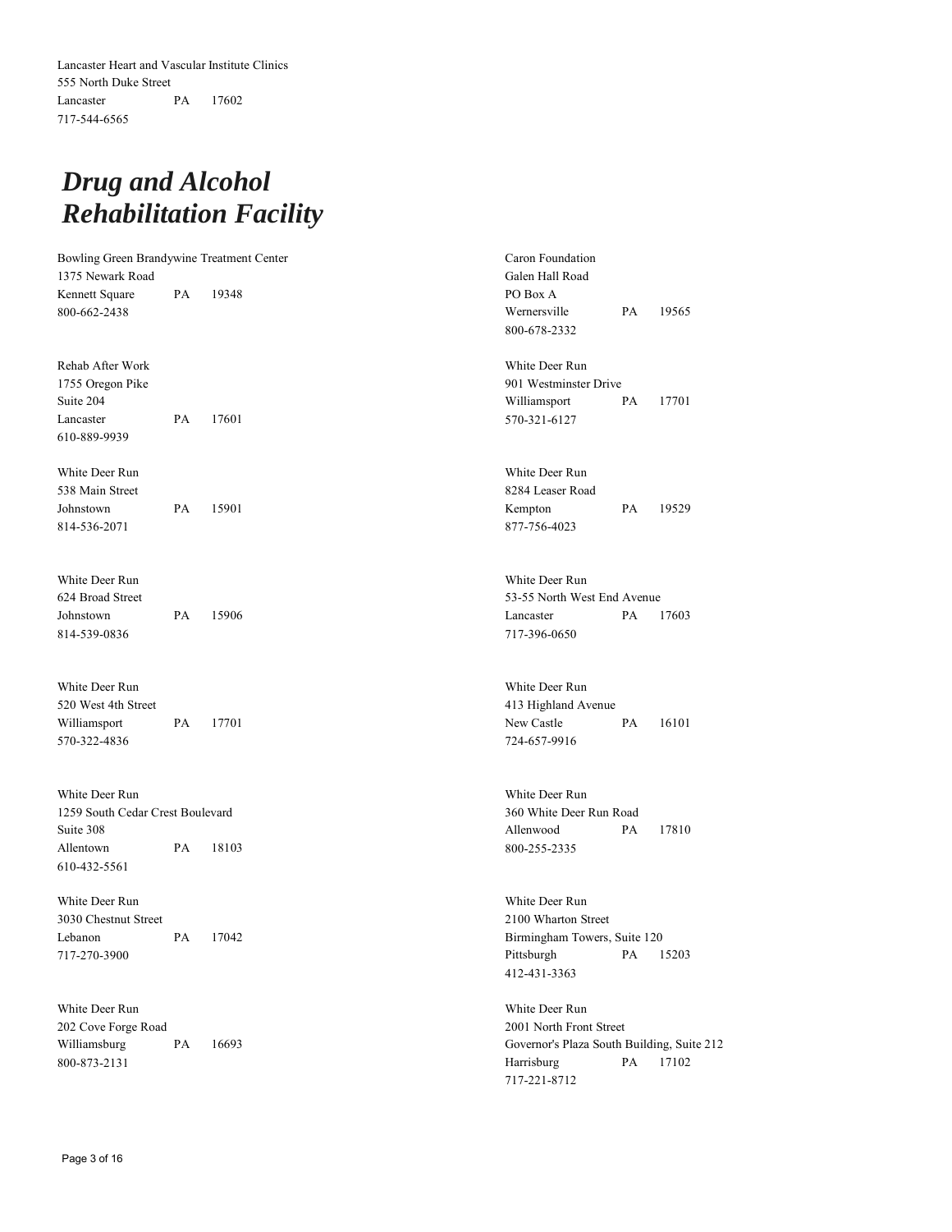Lancaster Heart and Vascular Institute Clinics
555 North Duke Street
Lancaster PA 17602
717-544-6565

# *Drug and Alcohol Rehabilitation Facility*

Bowling Green Brandywine Treatment Center
1375 Newark Road
Kennett Square PA 19348
800-662-2438

Rehab After Work
1755 Oregon Pike
Suite 204
Lancaster PA 17601
610-889-9939

White Deer Run
538 Main Street
Johnstown PA 15901
814-536-2071

White Deer Run
624 Broad Street
Johnstown PA 15906
814-539-0836

White Deer Run
520 West 4th Street
Williamsport PA 17701
570-322-4836

White Deer Run
1259 South Cedar Crest Boulevard
Suite 308
Allentown PA 18103
610-432-5561

White Deer Run
3030 Chestnut Street
Lebanon PA 17042
717-270-3900

White Deer Run
202 Cove Forge Road
Williamsburg PA 16693
800-873-2131

Caron Foundation
Galen Hall Road
PO Box A
Wernersville PA 19565
800-678-2332

White Deer Run
901 Westminster Drive
Williamsport PA 17701
570-321-6127

White Deer Run
8284 Leaser Road
Kempton PA 19529
877-756-4023

White Deer Run
53-55 North West End Avenue
Lancaster PA 17603
717-396-0650

White Deer Run
413 Highland Avenue
New Castle PA 16101
724-657-9916

White Deer Run
360 White Deer Run Road
Allenwood PA 17810
800-255-2335

White Deer Run
2100 Wharton Street
Birmingham Towers, Suite 120
Pittsburgh PA 15203
412-431-3363

White Deer Run
2001 North Front Street
Governor's Plaza South Building, Suite 212
Harrisburg PA 17102
717-221-8712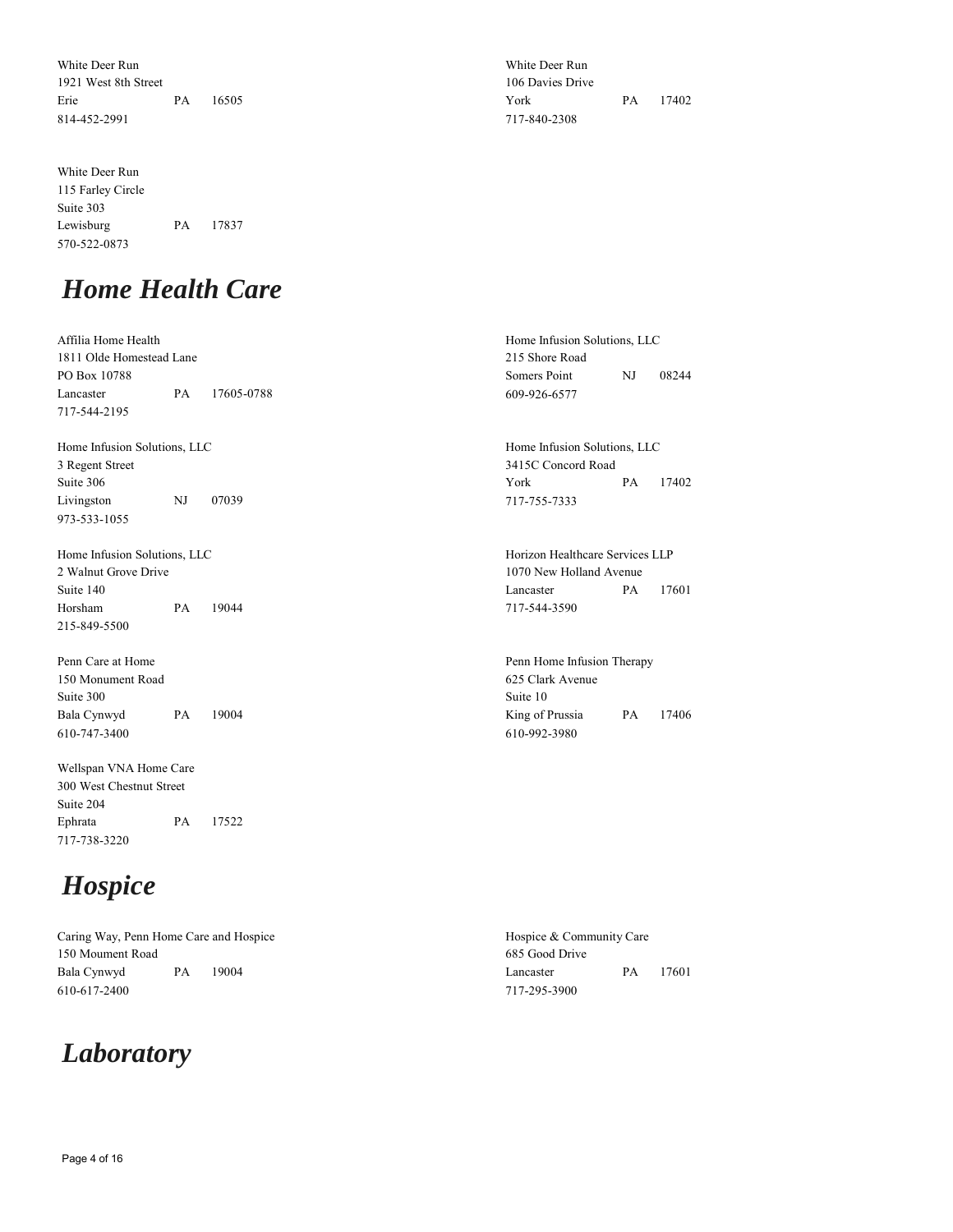White Deer Run
1921 West 8th Street
Erie PA 16505
814-452-2991

White Deer Run
106 Davies Drive
York PA 17402
717-840-2308

White Deer Run
115 Farley Circle
Suite 303
Lewisburg PA 17837
570-522-0873

## *Home Health Care*

Affilia Home Health
1811 Olde Homestead Lane
PO Box 10788
Lancaster PA 17605-0788
717-544-2195

Home Infusion Solutions, LLC
215 Shore Road
Somers Point NJ 08244
609-926-6577

Home Infusion Solutions, LLC
3 Regent Street
Suite 306
Livingston NJ 07039
973-533-1055

Home Infusion Solutions, LLC
3415C Concord Road
York PA 17402
717-755-7333

Home Infusion Solutions, LLC
2 Walnut Grove Drive
Suite 140
Horsham PA 19044
215-849-5500

Horizon Healthcare Services LLP
1070 New Holland Avenue
Lancaster PA 17601
717-544-3590

Penn Care at Home
150 Monument Road
Suite 300
Bala Cynwyd PA 19004
610-747-3400

Penn Home Infusion Therapy
625 Clark Avenue
Suite 10
King of Prussia PA 17406
610-992-3980

Wellspan VNA Home Care
300 West Chestnut Street
Suite 204
Ephrata PA 17522
717-738-3220

## *Hospice*

Caring Way, Penn Home Care and Hospice
150 Moument Road
Bala Cynwyd PA 19004
610-617-2400

Hospice & Community Care
685 Good Drive
Lancaster PA 17601
717-295-3900

## *Laboratory*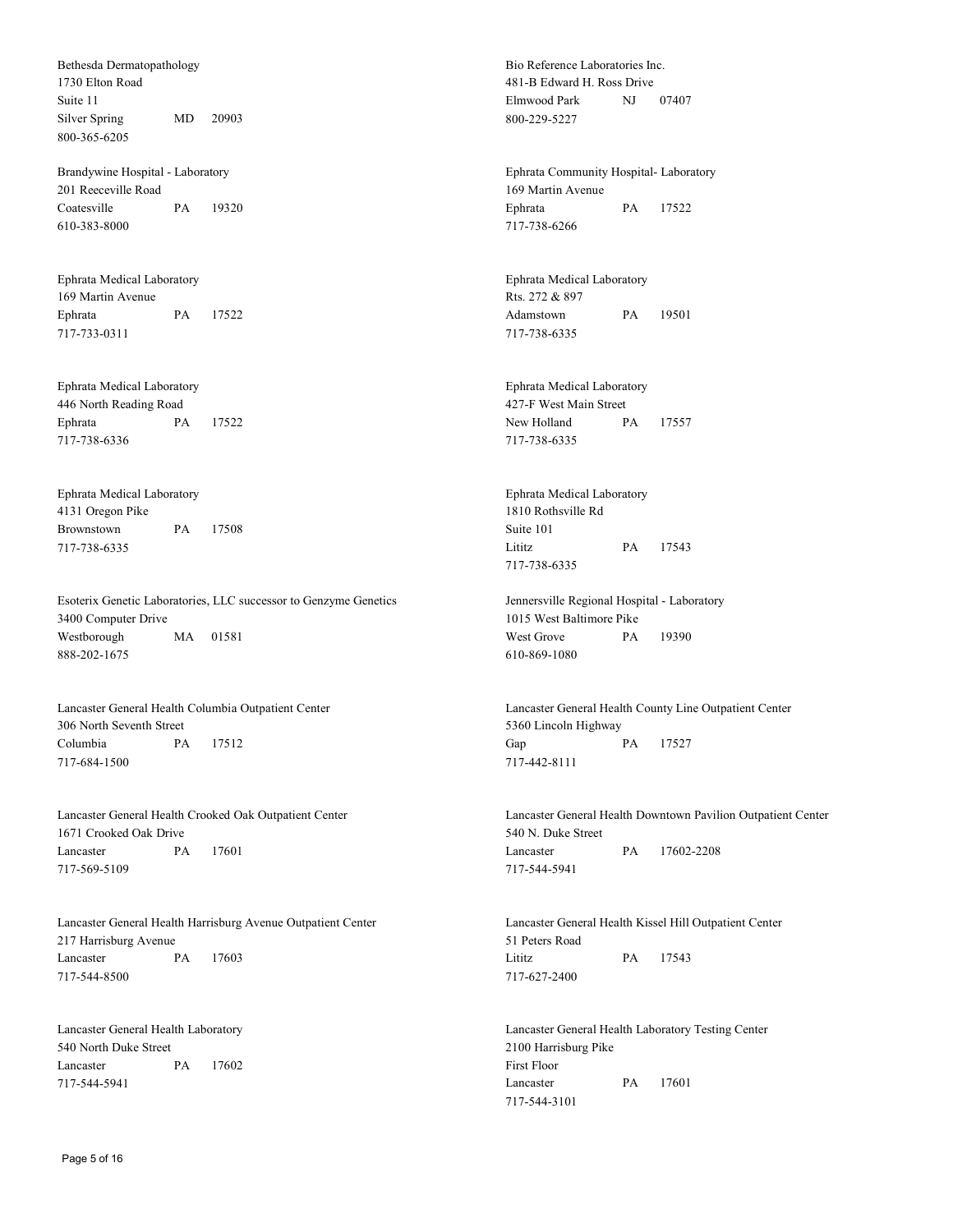Bethesda Dermatopathology
1730 Elton Road
Suite 11
Silver Spring MD 20903
800-365-6205

Bio Reference Laboratories Inc.
481-B Edward H. Ross Drive
Elmwood Park NJ 07407
800-229-5227

Brandywine Hospital - Laboratory
201 Reeceville Road
Coatesville PA 19320
610-383-8000

Ephrata Community Hospital- Laboratory
169 Martin Avenue
Ephrata PA 17522
717-738-6266

Ephrata Medical Laboratory
169 Martin Avenue
Ephrata PA 17522
717-733-0311

Ephrata Medical Laboratory
Rts. 272 & 897
Adamstown PA 19501
717-738-6335

Ephrata Medical Laboratory
446 North Reading Road
Ephrata PA 17522
717-738-6336

Ephrata Medical Laboratory
427-F West Main Street
New Holland PA 17557
717-738-6335

Ephrata Medical Laboratory
4131 Oregon Pike
Brownstown PA 17508
717-738-6335

Ephrata Medical Laboratory
1810 Rothsville Rd
Suite 101
Lititz PA 17543
717-738-6335

Esoterix Genetic Laboratories, LLC successor to Genzyme Genetics
3400 Computer Drive
Westborough MA 01581
888-202-1675

Jennersville Regional Hospital - Laboratory
1015 West Baltimore Pike
West Grove PA 19390
610-869-1080

Lancaster General Health Columbia Outpatient Center
306 North Seventh Street
Columbia PA 17512
717-684-1500

Lancaster General Health County Line Outpatient Center
5360 Lincoln Highway
Gap PA 17527
717-442-8111

Lancaster General Health Crooked Oak Outpatient Center
1671 Crooked Oak Drive
Lancaster PA 17601
717-569-5109

Lancaster General Health Downtown Pavilion Outpatient Center
540 N. Duke Street
Lancaster PA 17602-2208
717-544-5941

Lancaster General Health Harrisburg Avenue Outpatient Center
217 Harrisburg Avenue
Lancaster PA 17603
717-544-8500

Lancaster General Health Kissel Hill Outpatient Center
51 Peters Road
Lititz PA 17543
717-627-2400

Lancaster General Health Laboratory
540 North Duke Street
Lancaster PA 17602
717-544-5941

Lancaster General Health Laboratory Testing Center
2100 Harrisburg Pike
First Floor
Lancaster PA 17601
717-544-3101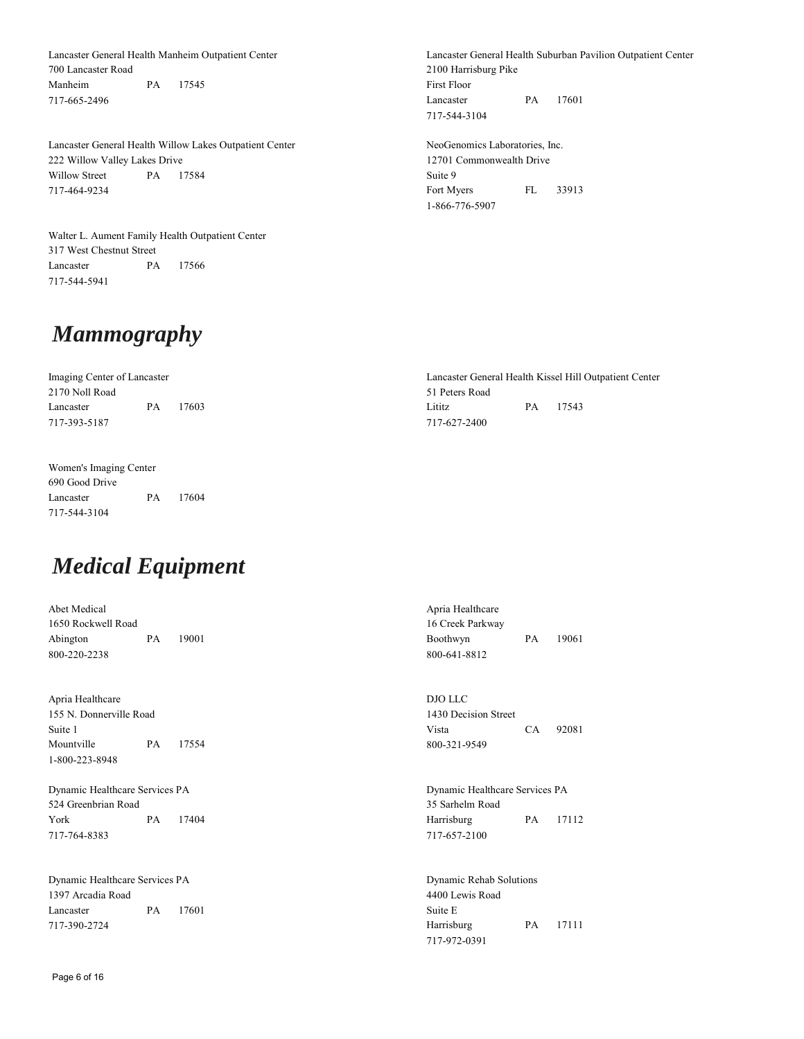Lancaster General Health Manheim Outpatient Center
700 Lancaster Road
Manheim PA 17545
717-665-2496

Lancaster General Health Suburban Pavilion Outpatient Center
2100 Harrisburg Pike
First Floor
Lancaster PA 17601
717-544-3104

Lancaster General Health Willow Lakes Outpatient Center
222 Willow Valley Lakes Drive
Willow Street PA 17584
717-464-9234

NeoGenomics Laboratories, Inc.
12701 Commonwealth Drive
Suite 9
Fort Myers FL 33913
1-866-776-5907

Walter L. Aument Family Health Outpatient Center
317 West Chestnut Street
Lancaster PA 17566
717-544-5941

## *Mammography*

Imaging Center of Lancaster
2170 Noll Road
Lancaster PA 17603
717-393-5187

Lancaster General Health Kissel Hill Outpatient Center
51 Peters Road
Lititz PA 17543
717-627-2400

Women's Imaging Center
690 Good Drive
Lancaster PA 17604
717-544-3104

## *Medical Equipment*

Abet Medical
1650 Rockwell Road
Abington PA 19001
800-220-2238

Apria Healthcare
16 Creek Parkway
Boothwyn PA 19061
800-641-8812

Apria Healthcare
155 N. Donnerville Road
Suite 1
Mountville PA 17554
1-800-223-8948

DJO LLC
1430 Decision Street
Vista CA 92081
800-321-9549

Dynamic Healthcare Services PA
524 Greenbrian Road
York PA 17404
717-764-8383

Dynamic Healthcare Services PA
35 Sarhelm Road
Harrisburg PA 17112
717-657-2100

Dynamic Healthcare Services PA
1397 Arcadia Road
Lancaster PA 17601
717-390-2724

Dynamic Rehab Solutions
4400 Lewis Road
Suite E
Harrisburg PA 17111
717-972-0391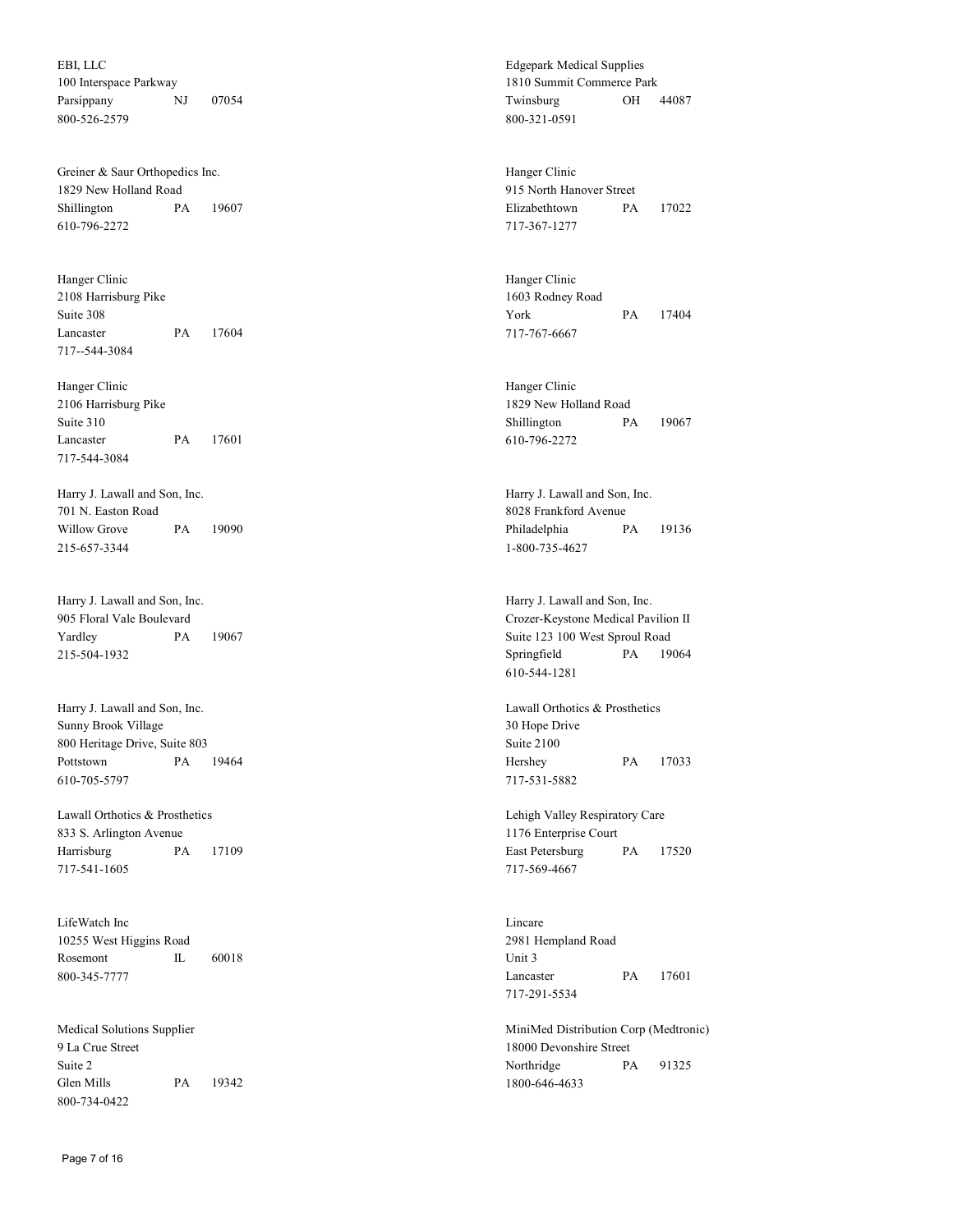EBI, LLC
100 Interspace Parkway
Parsippany NJ 07054
800-526-2579

Edgepark Medical Supplies
1810 Summit Commerce Park
Twinsburg OH 44087
800-321-0591

Greiner & Saur Orthopedics Inc.
1829 New Holland Road
Shillington PA 19607
610-796-2272

Hanger Clinic
915 North Hanover Street
Elizabethtown PA 17022
717-367-1277

Hanger Clinic
2108 Harrisburg Pike
Suite 308
Lancaster PA 17604
717--544-3084

Hanger Clinic
1603 Rodney Road
York PA 17404
717-767-6667

Hanger Clinic
2106 Harrisburg Pike
Suite 310
Lancaster PA 17601
717-544-3084

Hanger Clinic
1829 New Holland Road
Shillington PA 19067
610-796-2272

Harry J. Lawall and Son, Inc.
701 N. Easton Road
Willow Grove PA 19090
215-657-3344

Harry J. Lawall and Son, Inc.
8028 Frankford Avenue
Philadelphia PA 19136
1-800-735-4627

Harry J. Lawall and Son, Inc.
905 Floral Vale Boulevard
Yardley PA 19067
215-504-1932

Harry J. Lawall and Son, Inc.
Crozer-Keystone Medical Pavilion II
Suite 123 100 West Sproul Road
Springfield PA 19064
610-544-1281

Harry J. Lawall and Son, Inc.
Sunny Brook Village
800 Heritage Drive, Suite 803
Pottstown PA 19464
610-705-5797

Lawall Orthotics & Prosthetics
30 Hope Drive
Suite 2100
Hershey PA 17033
717-531-5882

Lawall Orthotics & Prosthetics
833 S. Arlington Avenue
Harrisburg PA 17109
717-541-1605

Lehigh Valley Respiratory Care
1176 Enterprise Court
East Petersburg PA 17520
717-569-4667

LifeWatch Inc
10255 West Higgins Road
Rosemont IL 60018
800-345-7777

Lincare
2981 Hempland Road
Unit 3
Lancaster PA 17601
717-291-5534

Medical Solutions Supplier
9 La Crue Street
Suite 2
Glen Mills PA 19342
800-734-0422

MiniMed Distribution Corp (Medtronic)
18000 Devonshire Street
Northridge PA 91325
1800-646-4633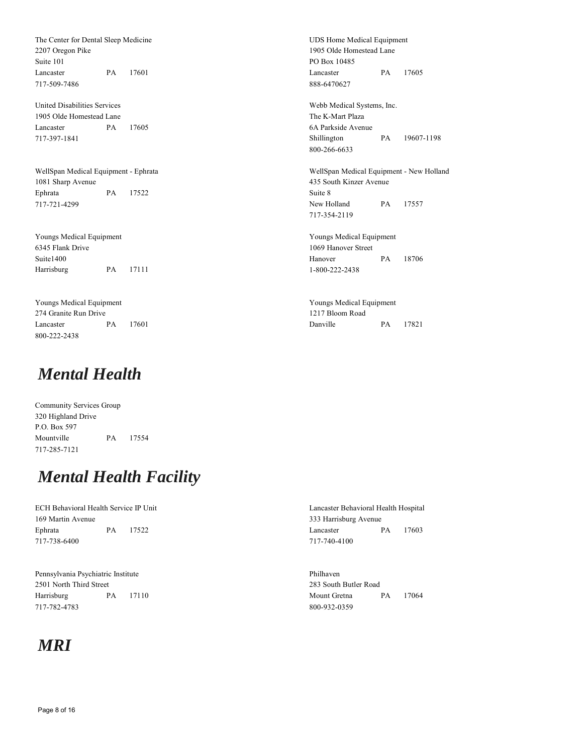The Center for Dental Sleep Medicine
2207 Oregon Pike
Suite 101
Lancaster PA 17601
717-509-7486

UDS Home Medical Equipment
1905 Olde Homestead Lane
PO Box 10485
Lancaster PA 17605
888-6470627

United Disabilities Services
1905 Olde Homestead Lane
Lancaster PA 17605
717-397-1841

Webb Medical Systems, Inc.
The K-Mart Plaza
6A Parkside Avenue
Shillington PA 19607-1198
800-266-6633

WellSpan Medical Equipment - Ephrata
1081 Sharp Avenue
Ephrata PA 17522
717-721-4299

WellSpan Medical Equipment - New Holland
435 South Kinzer Avenue
Suite 8
New Holland PA 17557
717-354-2119

Youngs Medical Equipment
6345 Flank Drive
Suite1400
Harrisburg PA 17111

Youngs Medical Equipment
1069 Hanover Street
Hanover PA 18706
1-800-222-2438

Youngs Medical Equipment
274 Granite Run Drive
Lancaster PA 17601
800-222-2438

Youngs Medical Equipment
1217 Bloom Road
Danville PA 17821

# *Mental Health*

Community Services Group
320 Highland Drive
P.O. Box 597
Mountville PA 17554
717-285-7121

# *Mental Health Facility*

ECH Behavioral Health Service IP Unit
169 Martin Avenue
Ephrata PA 17522
717-738-6400

Lancaster Behavioral Health Hospital
333 Harrisburg Avenue
Lancaster PA 17603
717-740-4100

Pennsylvania Psychiatric Institute
2501 North Third Street
Harrisburg PA 17110
717-782-4783

Philhaven
283 South Butler Road
Mount Gretna PA 17064
800-932-0359

# *MRI*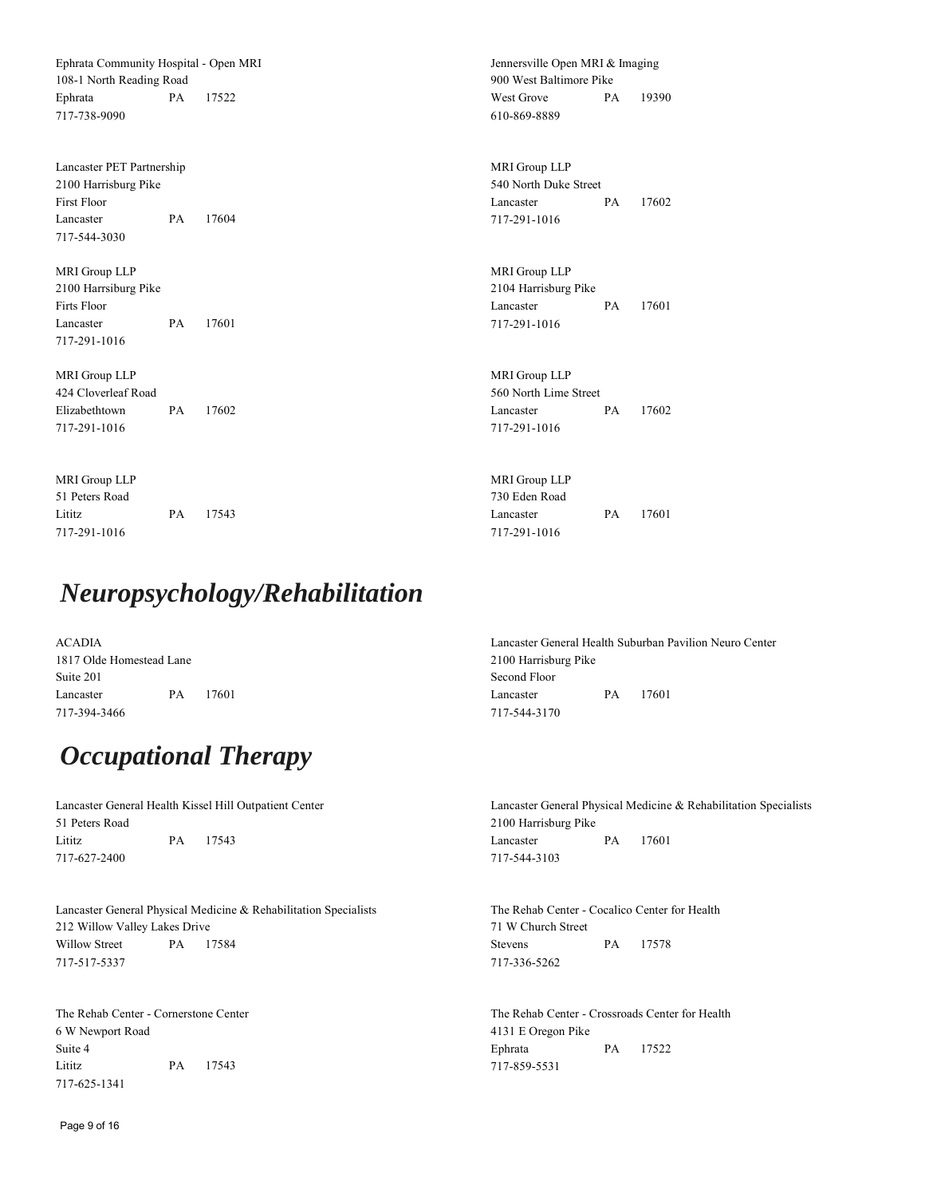Ephrata Community Hospital - Open MRI
108-1 North Reading Road
Ephrata PA 17522
717-738-9090

Jennersville Open MRI & Imaging
900 West Baltimore Pike
West Grove PA 19390
610-869-8889

Lancaster PET Partnership
2100 Harrisburg Pike
First Floor
Lancaster PA 17604
717-544-3030

MRI Group LLP
540 North Duke Street
Lancaster PA 17602
717-291-1016

MRI Group LLP
2100 Harrsiburg Pike
Firts Floor
Lancaster PA 17601
717-291-1016

MRI Group LLP
2104 Harrisburg Pike
Lancaster PA 17601
717-291-1016

MRI Group LLP
424 Cloverleaf Road
Elizabethtown PA 17602
717-291-1016

MRI Group LLP
560 North Lime Street
Lancaster PA 17602
717-291-1016

MRI Group LLP
51 Peters Road
Lititz PA 17543
717-291-1016

MRI Group LLP
730 Eden Road
Lancaster PA 17601
717-291-1016

# *Neuropsychology/Rehabilitation*

ACADIA
1817 Olde Homestead Lane
Suite 201
Lancaster PA 17601
717-394-3466

Lancaster General Health Suburban Pavilion Neuro Center
2100 Harrisburg Pike
Second Floor
Lancaster PA 17601
717-544-3170

# *Occupational Therapy*

Lancaster General Health Kissel Hill Outpatient Center
51 Peters Road
Lititz PA 17543
717-627-2400

Lancaster General Physical Medicine & Rehabilitation Specialists
2100 Harrisburg Pike
Lancaster PA 17601
717-544-3103

Lancaster General Physical Medicine & Rehabilitation Specialists
212 Willow Valley Lakes Drive
Willow Street PA 17584
717-517-5337

The Rehab Center - Cocalico Center for Health
71 W Church Street
Stevens PA 17578
717-336-5262

The Rehab Center - Cornerstone Center
6 W Newport Road
Suite 4
Lititz PA 17543
717-625-1341

The Rehab Center - Crossroads Center for Health
4131 E Oregon Pike
Ephrata PA 17522
717-859-5531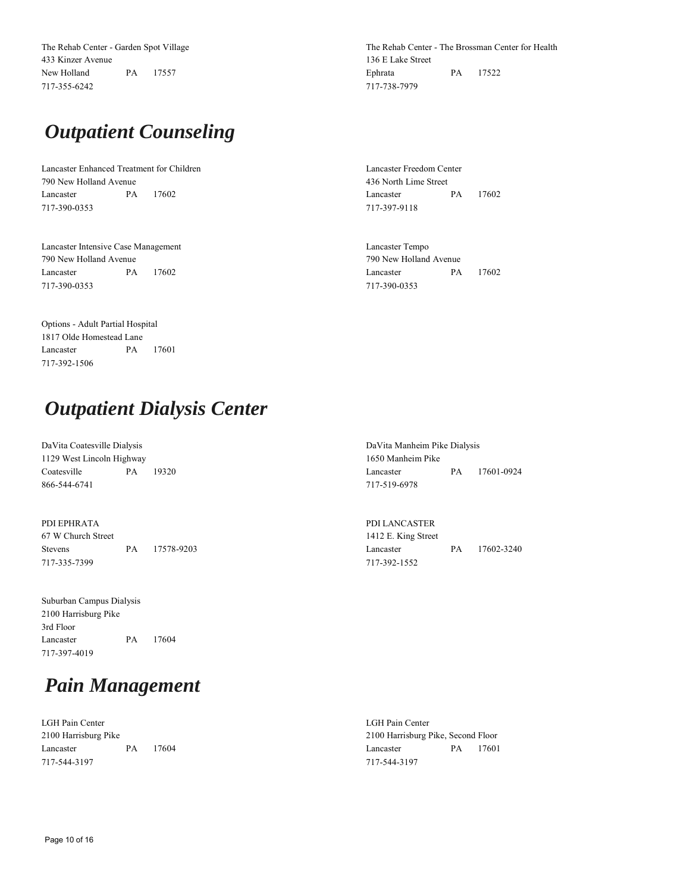The Rehab Center - Garden Spot Village
433 Kinzer Avenue
New Holland PA 17557
717-355-6242

The Rehab Center - The Brossman Center for Health
136 E Lake Street
Ephrata PA 17522
717-738-7979

## *Outpatient Counseling*

Lancaster Enhanced Treatment for Children
790 New Holland Avenue
Lancaster PA 17602
717-390-0353

Lancaster Freedom Center
436 North Lime Street
Lancaster PA 17602
717-397-9118

Lancaster Intensive Case Management
790 New Holland Avenue
Lancaster PA 17602
717-390-0353

Lancaster Tempo
790 New Holland Avenue
Lancaster PA 17602
717-390-0353

Options - Adult Partial Hospital
1817 Olde Homestead Lane
Lancaster PA 17601
717-392-1506

## *Outpatient Dialysis Center*

DaVita Coatesville Dialysis
1129 West Lincoln Highway
Coatesville PA 19320
866-544-6741

DaVita Manheim Pike Dialysis
1650 Manheim Pike
Lancaster PA 17601-0924
717-519-6978

PDI EPHRATA
67 W Church Street
Stevens PA 17578-9203
717-335-7399

PDI LANCASTER
1412 E. King Street
Lancaster PA 17602-3240
717-392-1552

Suburban Campus Dialysis
2100 Harrisburg Pike
3rd Floor
Lancaster PA 17604
717-397-4019

## *Pain Management*

LGH Pain Center
2100 Harrisburg Pike
Lancaster PA 17604
717-544-3197

LGH Pain Center
2100 Harrisburg Pike, Second Floor
Lancaster PA 17601
717-544-3197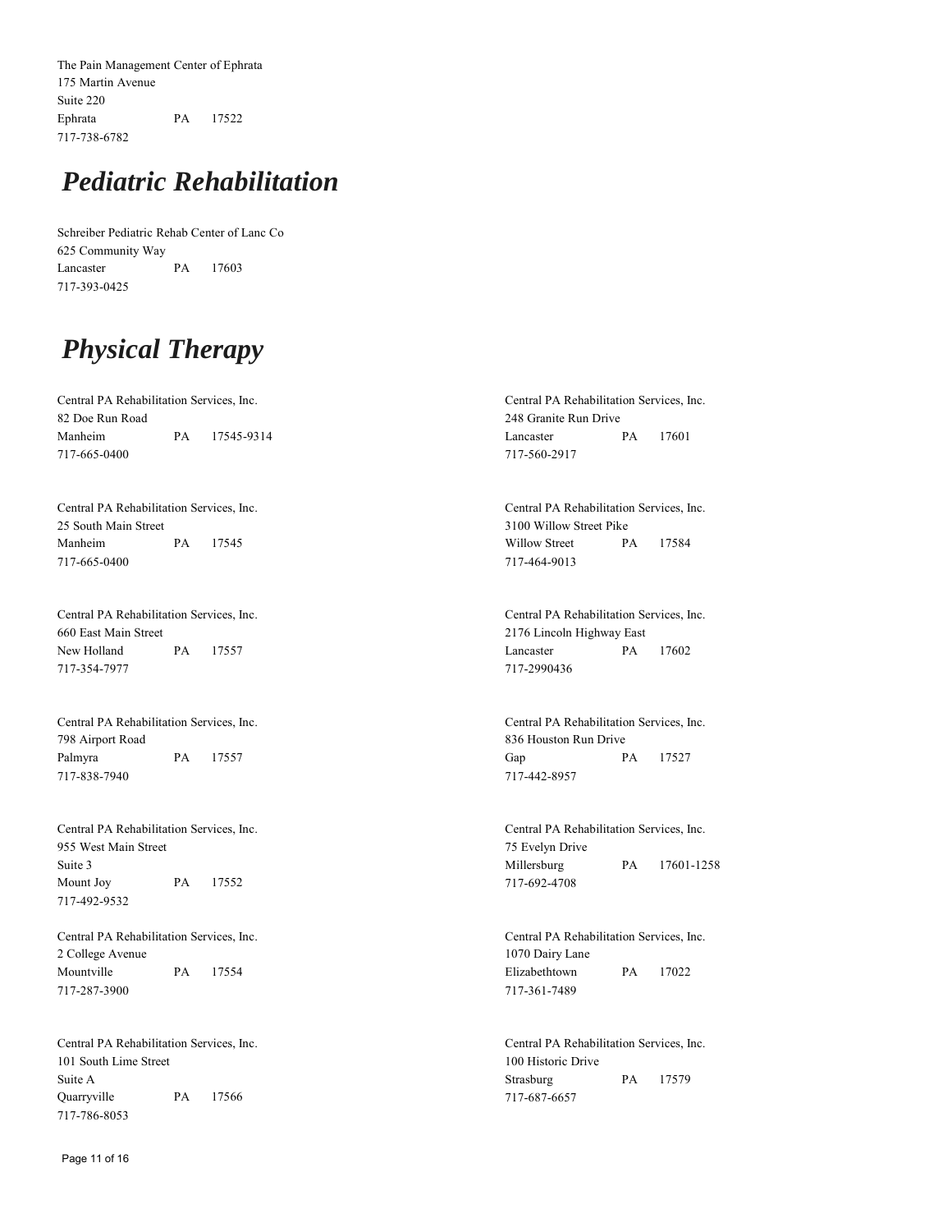The Pain Management Center of Ephrata
175 Martin Avenue
Suite 220
Ephrata PA 17522
717-738-6782

## *Pediatric Rehabilitation*

Schreiber Pediatric Rehab Center of Lanc Co
625 Community Way
Lancaster PA 17603
717-393-0425

## *Physical Therapy*

Central PA Rehabilitation Services, Inc.
82 Doe Run Road
Manheim PA 17545-9314
717-665-0400

Central PA Rehabilitation Services, Inc.
25 South Main Street
Manheim PA 17545
717-665-0400

Central PA Rehabilitation Services, Inc.
660 East Main Street
New Holland PA 17557
717-354-7977

Central PA Rehabilitation Services, Inc.
798 Airport Road
Palmyra PA 17557
717-838-7940

Central PA Rehabilitation Services, Inc.
955 West Main Street
Suite 3
Mount Joy PA 17552
717-492-9532

Central PA Rehabilitation Services, Inc.
2 College Avenue
Mountville PA 17554
717-287-3900

Central PA Rehabilitation Services, Inc.
101 South Lime Street
Suite A
Quarryville PA 17566
717-786-8053

Central PA Rehabilitation Services, Inc.
248 Granite Run Drive
Lancaster PA 17601
717-560-2917

Central PA Rehabilitation Services, Inc.
3100 Willow Street Pike
Willow Street PA 17584
717-464-9013

Central PA Rehabilitation Services, Inc.
2176 Lincoln Highway East
Lancaster PA 17602
717-2990436

Central PA Rehabilitation Services, Inc.
836 Houston Run Drive
Gap PA 17527
717-442-8957

Central PA Rehabilitation Services, Inc.
75 Evelyn Drive
Millersburg PA 17601-1258
717-692-4708

Central PA Rehabilitation Services, Inc.
1070 Dairy Lane
Elizabethtown PA 17022
717-361-7489

Central PA Rehabilitation Services, Inc.
100 Historic Drive
Strasburg PA 17579
717-687-6657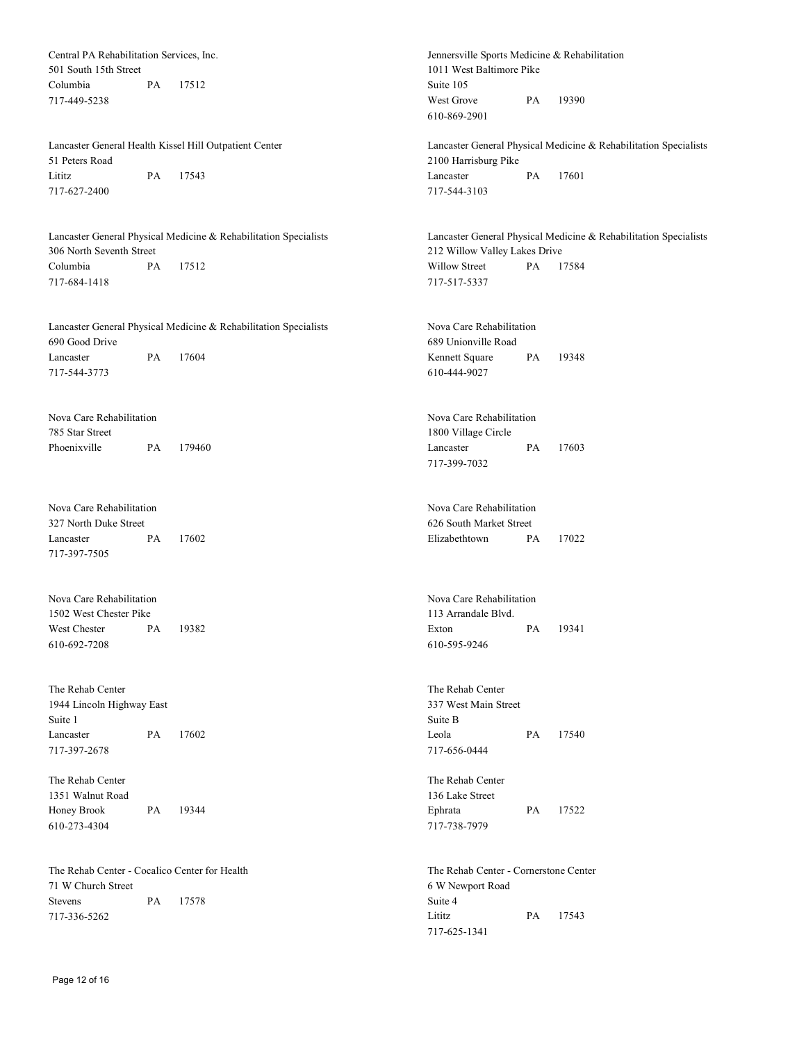Central PA Rehabilitation Services, Inc.
501 South 15th Street
Columbia PA 17512
717-449-5238

Jennersville Sports Medicine & Rehabilitation
1011 West Baltimore Pike
Suite 105
West Grove PA 19390
610-869-2901

Lancaster General Health Kissel Hill Outpatient Center
51 Peters Road
Lititz PA 17543
717-627-2400

Lancaster General Physical Medicine & Rehabilitation Specialists
2100 Harrisburg Pike
Lancaster PA 17601
717-544-3103

Lancaster General Physical Medicine & Rehabilitation Specialists
306 North Seventh Street
Columbia PA 17512
717-684-1418

Lancaster General Physical Medicine & Rehabilitation Specialists
212 Willow Valley Lakes Drive
Willow Street PA 17584
717-517-5337

Lancaster General Physical Medicine & Rehabilitation Specialists
690 Good Drive
Lancaster PA 17604
717-544-3773

Nova Care Rehabilitation
689 Unionville Road
Kennett Square PA 19348
610-444-9027

Nova Care Rehabilitation
785 Star Street
Phoenixville PA 179460

Nova Care Rehabilitation
1800 Village Circle
Lancaster PA 17603
717-399-7032

Nova Care Rehabilitation
327 North Duke Street
Lancaster PA 17602
717-397-7505

Nova Care Rehabilitation
626 South Market Street
Elizabethtown PA 17022

Nova Care Rehabilitation
1502 West Chester Pike
West Chester PA 19382
610-692-7208

Nova Care Rehabilitation
113 Arrandale Blvd.
Exton PA 19341
610-595-9246

The Rehab Center
1944 Lincoln Highway East
Suite 1
Lancaster PA 17602
717-397-2678

The Rehab Center
337 West Main Street
Suite B
Leola PA 17540
717-656-0444

The Rehab Center
1351 Walnut Road
Honey Brook PA 19344
610-273-4304

The Rehab Center
136 Lake Street
Ephrata PA 17522
717-738-7979

The Rehab Center - Cocalico Center for Health
71 W Church Street
Stevens PA 17578
717-336-5262

The Rehab Center - Cornerstone Center
6 W Newport Road
Suite 4
Lititz PA 17543
717-625-1341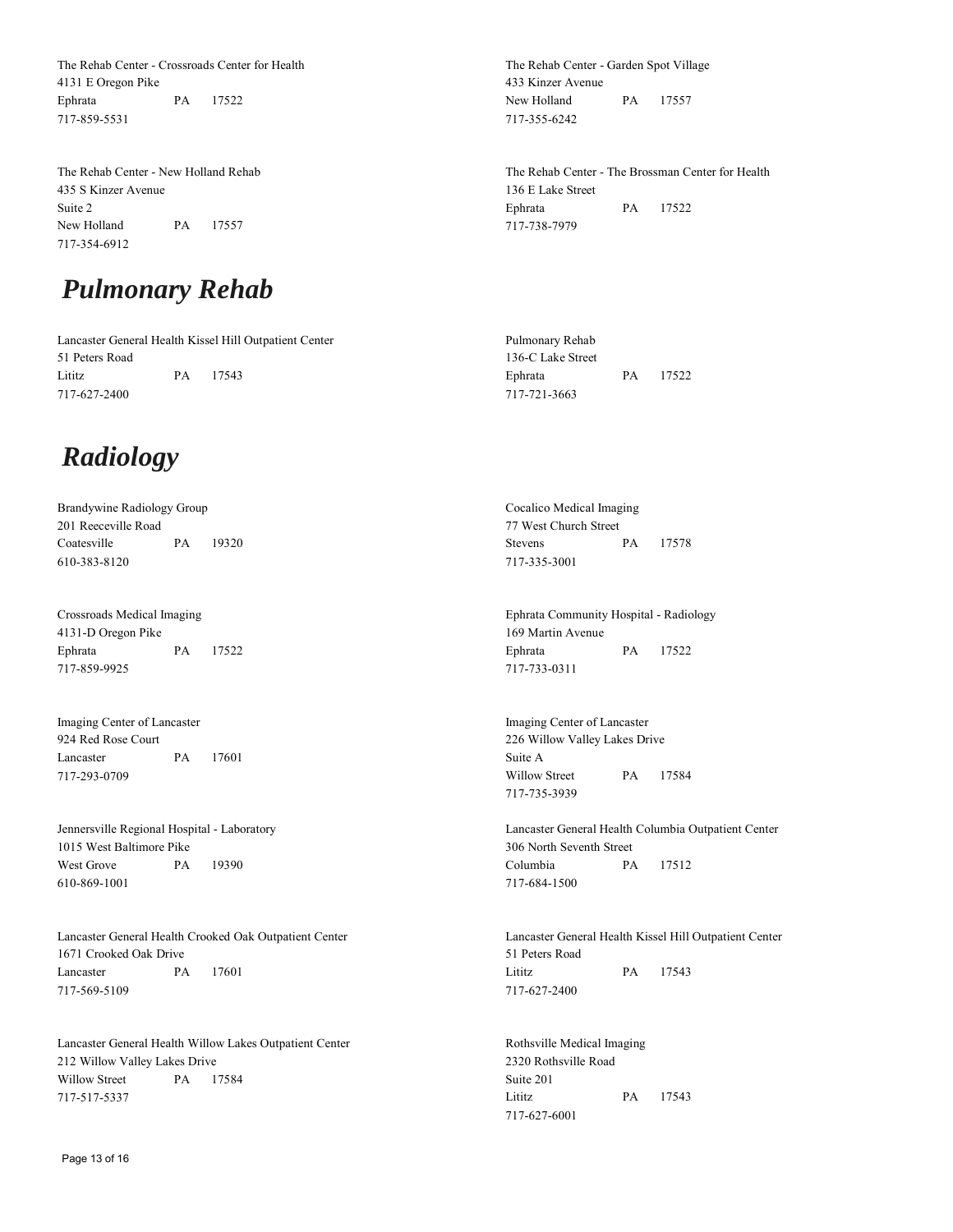The Rehab Center - Crossroads Center for Health
4131 E Oregon Pike
Ephrata PA 17522
717-859-5531

The Rehab Center - Garden Spot Village
433 Kinzer Avenue
New Holland PA 17557
717-355-6242

The Rehab Center - New Holland Rehab
435 S Kinzer Avenue
Suite 2
New Holland PA 17557
717-354-6912

The Rehab Center - The Brossman Center for Health
136 E Lake Street
Ephrata PA 17522
717-738-7979

# *Pulmonary Rehab*

Lancaster General Health Kissel Hill Outpatient Center
51 Peters Road
Lititz PA 17543
717-627-2400

Pulmonary Rehab
136-C Lake Street
Ephrata PA 17522
717-721-3663

# *Radiology*

Brandywine Radiology Group
201 Reeceville Road
Coatesville PA 19320
610-383-8120

Cocalico Medical Imaging
77 West Church Street
Stevens PA 17578
717-335-3001

Crossroads Medical Imaging
4131-D Oregon Pike
Ephrata PA 17522
717-859-9925

Ephrata Community Hospital - Radiology
169 Martin Avenue
Ephrata PA 17522
717-733-0311

Imaging Center of Lancaster
924 Red Rose Court
Lancaster PA 17601
717-293-0709

Imaging Center of Lancaster
226 Willow Valley Lakes Drive
Suite A
Willow Street PA 17584
717-735-3939

Jennersville Regional Hospital - Laboratory
1015 West Baltimore Pike
West Grove PA 19390
610-869-1001

Lancaster General Health Columbia Outpatient Center
306 North Seventh Street
Columbia PA 17512
717-684-1500

Lancaster General Health Crooked Oak Outpatient Center
1671 Crooked Oak Drive
Lancaster PA 17601
717-569-5109

Lancaster General Health Kissel Hill Outpatient Center
51 Peters Road
Lititz PA 17543
717-627-2400

Lancaster General Health Willow Lakes Outpatient Center
212 Willow Valley Lakes Drive
Willow Street PA 17584
717-517-5337

Rothsville Medical Imaging
2320 Rothsville Road
Suite 201
Lititz PA 17543
717-627-6001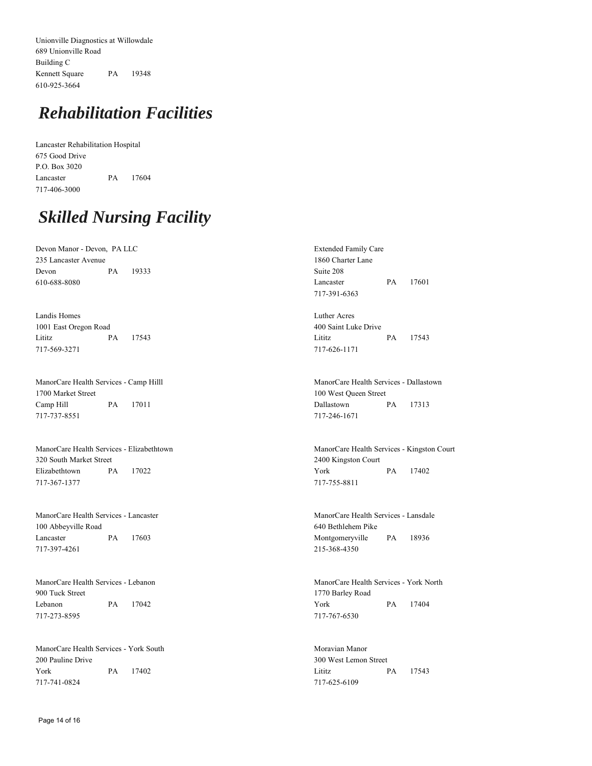Unionville Diagnostics at Willowdale
689 Unionville Road
Building C
Kennett Square PA 19348
610-925-3664

## *Rehabilitation Facilities*

Lancaster Rehabilitation Hospital
675 Good Drive
P.O. Box 3020
Lancaster PA 17604
717-406-3000

## *Skilled Nursing Facility*

Devon Manor - Devon, PA LLC
235 Lancaster Avenue
Devon PA 19333
610-688-8080

Extended Family Care
1860 Charter Lane
Suite 208
Lancaster PA 17601
717-391-6363

Landis Homes
1001 East Oregon Road
Lititz PA 17543
717-569-3271

Luther Acres
400 Saint Luke Drive
Lititz PA 17543
717-626-1171

ManorCare Health Services - Camp Hilll
1700 Market Street
Camp Hill PA 17011
717-737-8551

ManorCare Health Services - Dallastown
100 West Queen Street
Dallastown PA 17313
717-246-1671

ManorCare Health Services - Elizabethtown
320 South Market Street
Elizabethtown PA 17022
717-367-1377

ManorCare Health Services - Kingston Court
2400 Kingston Court
York PA 17402
717-755-8811

ManorCare Health Services - Lancaster
100 Abbeyville Road
Lancaster PA 17603
717-397-4261

ManorCare Health Services - Lansdale
640 Bethlehem Pike
Montgomeryville PA 18936
215-368-4350

ManorCare Health Services - Lebanon
900 Tuck Street
Lebanon PA 17042
717-273-8595

ManorCare Health Services - York North
1770 Barley Road
York PA 17404
717-767-6530

ManorCare Health Services - York South
200 Pauline Drive
York PA 17402
717-741-0824

Moravian Manor
300 West Lemon Street
Lititz PA 17543
717-625-6109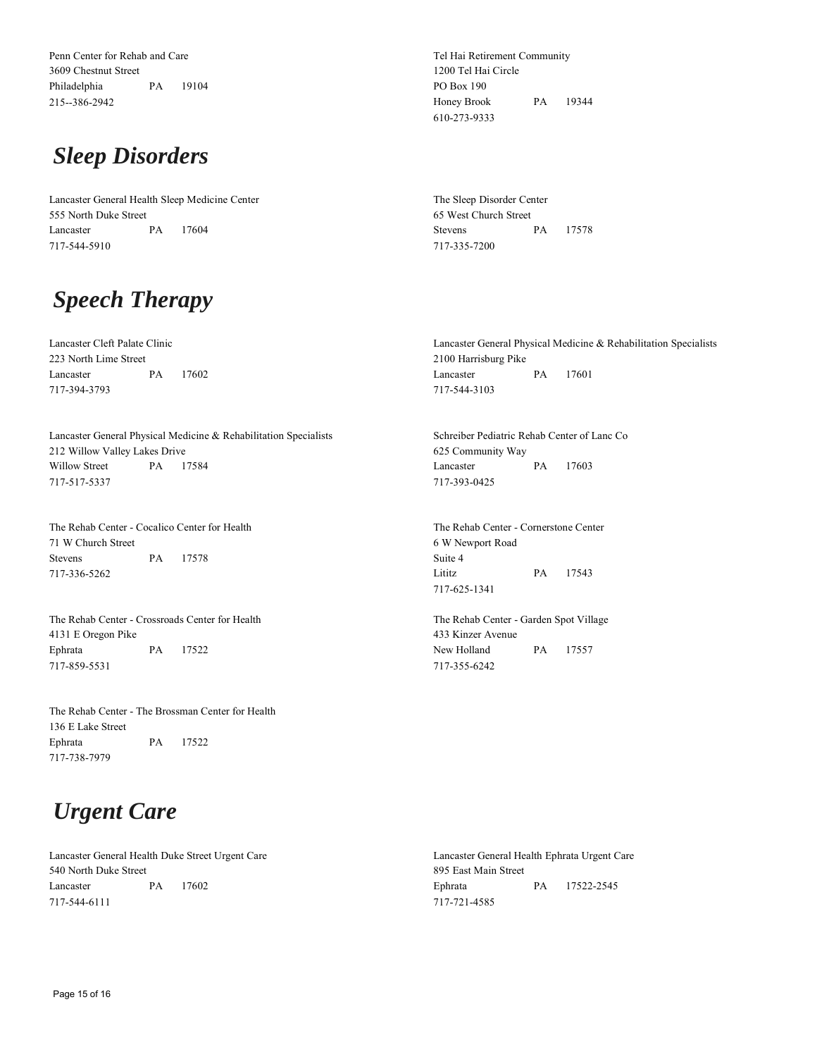Penn Center for Rehab and Care
3609 Chestnut Street
Philadelphia PA 19104
215--386-2942

Tel Hai Retirement Community
1200 Tel Hai Circle
PO Box 190
Honey Brook PA 19344
610-273-9333

## *Sleep Disorders*

Lancaster General Health Sleep Medicine Center
555 North Duke Street
Lancaster PA 17604
717-544-5910

The Sleep Disorder Center
65 West Church Street
Stevens PA 17578
717-335-7200

## *Speech Therapy*

Lancaster Cleft Palate Clinic
223 North Lime Street
Lancaster PA 17602
717-394-3793

Lancaster General Physical Medicine & Rehabilitation Specialists
2100 Harrisburg Pike
Lancaster PA 17601
717-544-3103

Lancaster General Physical Medicine & Rehabilitation Specialists
212 Willow Valley Lakes Drive
Willow Street PA 17584
717-517-5337

Schreiber Pediatric Rehab Center of Lanc Co
625 Community Way
Lancaster PA 17603
717-393-0425

The Rehab Center - Cocalico Center for Health
71 W Church Street
Stevens PA 17578
717-336-5262

The Rehab Center - Cornerstone Center
6 W Newport Road
Suite 4
Lititz PA 17543
717-625-1341

The Rehab Center - Crossroads Center for Health
4131 E Oregon Pike
Ephrata PA 17522
717-859-5531

The Rehab Center - Garden Spot Village
433 Kinzer Avenue
New Holland PA 17557
717-355-6242

The Rehab Center - The Brossman Center for Health
136 E Lake Street
Ephrata PA 17522
717-738-7979

## *Urgent Care*

Lancaster General Health Duke Street Urgent Care
540 North Duke Street
Lancaster PA 17602
717-544-6111

Lancaster General Health Ephrata Urgent Care
895 East Main Street
Ephrata PA 17522-2545
717-721-4585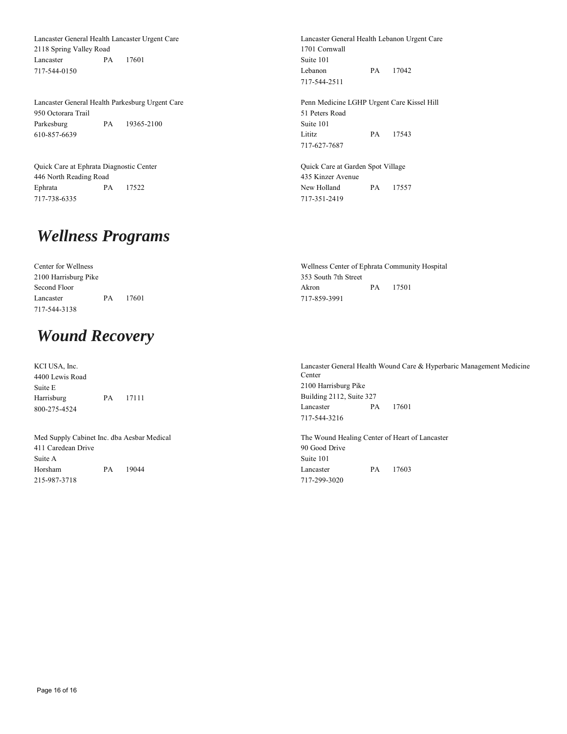Lancaster General Health Lancaster Urgent Care
2118 Spring Valley Road
Lancaster PA 17601
717-544-0150

Lancaster General Health Lebanon Urgent Care
1701 Cornwall
Suite 101
Lebanon PA 17042
717-544-2511

Lancaster General Health Parkesburg Urgent Care
950 Octorara Trail
Parkesburg PA 19365-2100
610-857-6639

Penn Medicine LGHP Urgent Care Kissel Hill
51 Peters Road
Suite 101
Lititz PA 17543
717-627-7687

Quick Care at Ephrata Diagnostic Center
446 North Reading Road
Ephrata PA 17522
717-738-6335

Quick Care at Garden Spot Village
435 Kinzer Avenue
New Holland PA 17557
717-351-2419

# *Wellness Programs*

Center for Wellness
2100 Harrisburg Pike
Second Floor
Lancaster PA 17601
717-544-3138

Wellness Center of Ephrata Community Hospital
353 South 7th Street
Akron PA 17501
717-859-3991

# *Wound Recovery*

KCI USA, Inc.
4400 Lewis Road
Suite E
Harrisburg PA 17111
800-275-4524

Lancaster General Health Wound Care & Hyperbaric Management Medicine Center
2100 Harrisburg Pike
Building 2112, Suite 327
Lancaster PA 17601
717-544-3216

Med Supply Cabinet Inc. dba Aesbar Medical
411 Caredean Drive
Suite A
Horsham PA 19044
215-987-3718

The Wound Healing Center of Heart of Lancaster
90 Good Drive
Suite 101
Lancaster PA 17603
717-299-3020